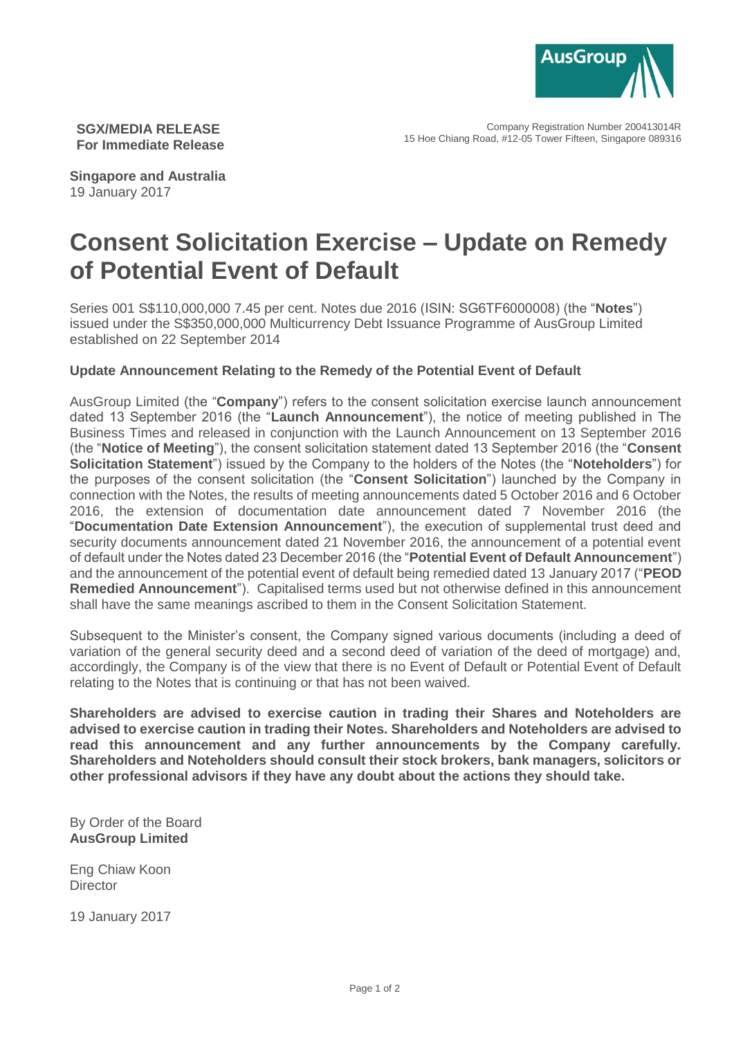**SGX/MEDIA RELEASE**
**For Immediate Release**

Company Registration Number 200413014R
15 Hoe Chiang Road, #12-05 Tower Fifteen, Singapore 089316

**Singapore and Australia**
19 January 2017

# Consent Solicitation Exercise – Update on Remedy of Potential Event of Default

Series 001 S$110,000,000 7.45 per cent. Notes due 2016 (ISIN: SG6TF6000008) (the "**Notes**") issued under the S$350,000,000 Multicurrency Debt Issuance Programme of AusGroup Limited established on 22 September 2014

**Update Announcement Relating to the Remedy of the Potential Event of Default**

AusGroup Limited (the "**Company**") refers to the consent solicitation exercise launch announcement dated 13 September 2016 (the "**Launch Announcement**"), the notice of meeting published in The Business Times and released in conjunction with the Launch Announcement on 13 September 2016 (the "**Notice of Meeting**"), the consent solicitation statement dated 13 September 2016 (the "**Consent Solicitation Statement**") issued by the Company to the holders of the Notes (the "**Noteholders**") for the purposes of the consent solicitation (the "**Consent Solicitation**") launched by the Company in connection with the Notes, the results of meeting announcements dated 5 October 2016 and 6 October 2016, the extension of documentation date announcement dated 7 November 2016 (the "**Documentation Date Extension Announcement**"), the execution of supplemental trust deed and security documents announcement dated 21 November 2016, the announcement of a potential event of default under the Notes dated 23 December 2016 (the "**Potential Event of Default Announcement**") and the announcement of the potential event of default being remedied dated 13 January 2017 ("**PEOD Remedied Announcement**"). Capitalised terms used but not otherwise defined in this announcement shall have the same meanings ascribed to them in the Consent Solicitation Statement.

Subsequent to the Minister's consent, the Company signed various documents (including a deed of variation of the general security deed and a second deed of variation of the deed of mortgage) and, accordingly, the Company is of the view that there is no Event of Default or Potential Event of Default relating to the Notes that is continuing or that has not been waived.

**Shareholders are advised to exercise caution in trading their Shares and Noteholders are advised to exercise caution in trading their Notes. Shareholders and Noteholders are advised to read this announcement and any further announcements by the Company carefully. Shareholders and Noteholders should consult their stock brokers, bank managers, solicitors or other professional advisors if they have any doubt about the actions they should take.**

By Order of the Board
**AusGroup Limited**

Eng Chiaw Koon
Director

19 January 2017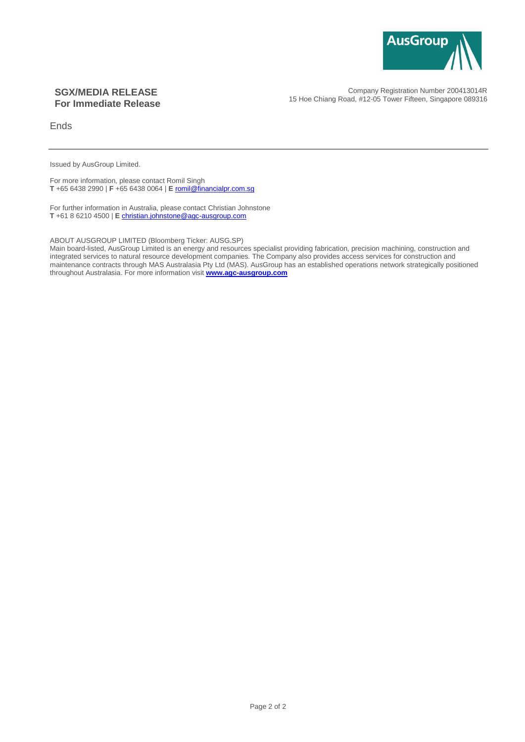**SGX/MEDIA RELEASE**
**For Immediate Release**

Company Registration Number 200413014R
15 Hoe Chiang Road, #12-05 Tower Fifteen, Singapore 089316

Ends

---

Issued by AusGroup Limited.

For more information, please contact Romil Singh
**T** +65 6438 2990 | **F** +65 6438 0064 | **E** romil@financialpr.com.sg

For further information in Australia, please contact Christian Johnstone
**T** +61 8 6210 4500 | **E** christian.johnstone@agc-ausgroup.com

ABOUT AUSGROUP LIMITED (Bloomberg Ticker: AUSG.SP)
Main board-listed, AusGroup Limited is an energy and resources specialist providing fabrication, precision machining, construction and integrated services to natural resource development companies. The Company also provides access services for construction and maintenance contracts through MAS Australasia Pty Ltd (MAS). AusGroup has an established operations network strategically positioned throughout Australasia. For more information visit **www.agc-ausgroup.com**